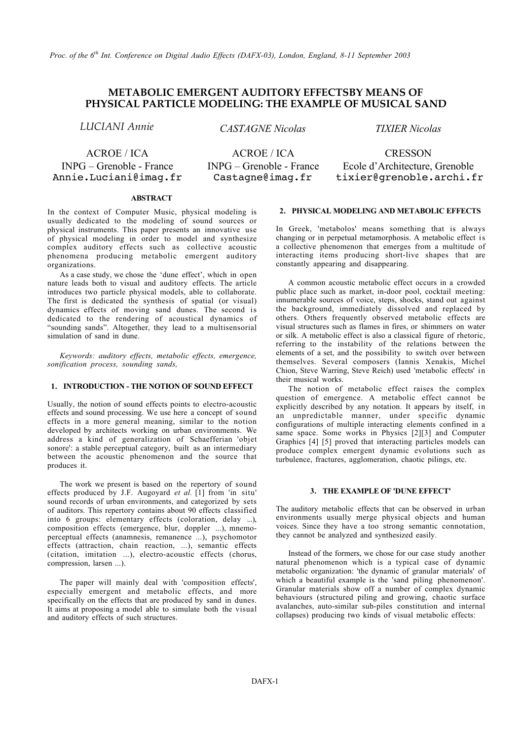# METABOLIC EMERGENT AUDITORY EFFECTSBY MEANS OF PHYSICAL PARTICLE MODELING: THE EXAMPLE OF MUSICAL SAND

*LUCIANI Annie*
ACROE / ICA
INPG – Grenoble - France
Annie.Luciani@imag.fr

*CASTAGNE Nicolas*
ACROE / ICA
INPG – Grenoble - France
Castagne@imag.fr

*TIXIER Nicolas*
CRESSON
Ecole d'Architecture, Grenoble
tixier@grenoble.archi.fr

## ABSTRACT

In the context of Computer Music, physical modeling is usually dedicated to the modeling of sound sources or physical instruments. This paper presents an innovative use of physical modeling in order to model and synthesize complex auditory effects such as collective acoustic phenomena producing metabolic emergent auditory organizations.

As a case study, we chose the 'dune effect', which in open nature leads both to visual and auditory effects. The article introduces two particle physical models, able to collaborate. The first is dedicated the synthesis of spatial (or visual) dynamics effects of moving sand dunes. The second is dedicated to the rendering of acoustical dynamics of "sounding sands". Altogether, they lead to a multisensorial simulation of sand in dune.

*Keywords: auditory effects, metabolic effects, emergence, sonification process, sounding sands,*

## 1. INTRODUCTION - THE NOTION OF SOUND EFFECT

Usually, the notion of sound effects points to electro-acoustic effects and sound processing. We use here a concept of sound effects in a more general meaning, similar to the notion developed by architects working on urban environments. We address a kind of generalization of Schaefferian 'objet sonore': a stable perceptual category, built as an intermediary between the acoustic phenomenon and the source that produces it.

The work we present is based on the repertory of sound effects produced by J.F. Augoyard *et al.* [1] from 'in situ' sound records of urban environments, and categorized by sets of auditors. This repertory contains about 90 effects classified into 6 groups: elementary effects (coloration, delay ...), composition effects (emergence, blur, doppler ...), mnemo-perceptual effects (anamnesis, remanence ...), psychomotor effects (attraction, chain reaction, ...), semantic effects (citation, imitation ...), electro-acoustic effects (chorus, compression, larsen ...).

The paper will mainly deal with 'composition effects', especially emergent and metabolic effects, and more specifically on the effects that are produced by sand in dunes. It aims at proposing a model able to simulate both the visual and auditory effects of such structures.

## 2. PHYSICAL MODELING AND METABOLIC EFFECTS

In Greek, 'metabolos' means something that is always changing or in perpetual metamorphosis. A metabolic effect is a collective phenomenon that emerges from a multitude of interacting items producing short-live shapes that are constantly appearing and disappearing.

A common acoustic metabolic effect occurs in a crowded public place such as market, in-door pool, cocktail meeting: innumerable sources of voice, steps, shocks, stand out against the background, immediately dissolved and replaced by others. Others frequently observed metabolic effects are visual structures such as flames in fires, or shimmers on water or silk. A metabolic effect is also a classical figure of rhetoric, referring to the instability of the relations between the elements of a set, and the possibility to switch over between themselves. Several composers (Iannis Xenakis, Michel Chion, Steve Warring, Steve Reich) used 'metabolic effects' in their musical works.

The notion of metabolic effect raises the complex question of emergence. A metabolic effect cannot be explicitly described by any notation. It appears by itself, in an unpredictable manner, under specific dynamic configurations of multiple interacting elements confined in a same space. Some works in Physics [2][3] and Computer Graphics [4] [5] proved that interacting particles models can produce complex emergent dynamic evolutions such as turbulence, fractures, agglomeration, chaotic pilings, etc.

## 3. THE EXAMPLE OF 'DUNE EFFECT'

The auditory metabolic effects that can be observed in urban environments usually merge physical objects and human voices. Since they have a too strong semantic connotation, they cannot be analyzed and synthesized easily.

Instead of the formers, we chose for our case study another natural phenomenon which is a typical case of dynamic metabolic organization: 'the dynamic of granular materials' of which a beautiful example is the 'sand piling phenomenon'. Granular materials show off a number of complex dynamic behaviours (structured piling and growing, chaotic surface avalanches, auto-similar sub-piles constitution and internal collapses) producing two kinds of visual metabolic effects: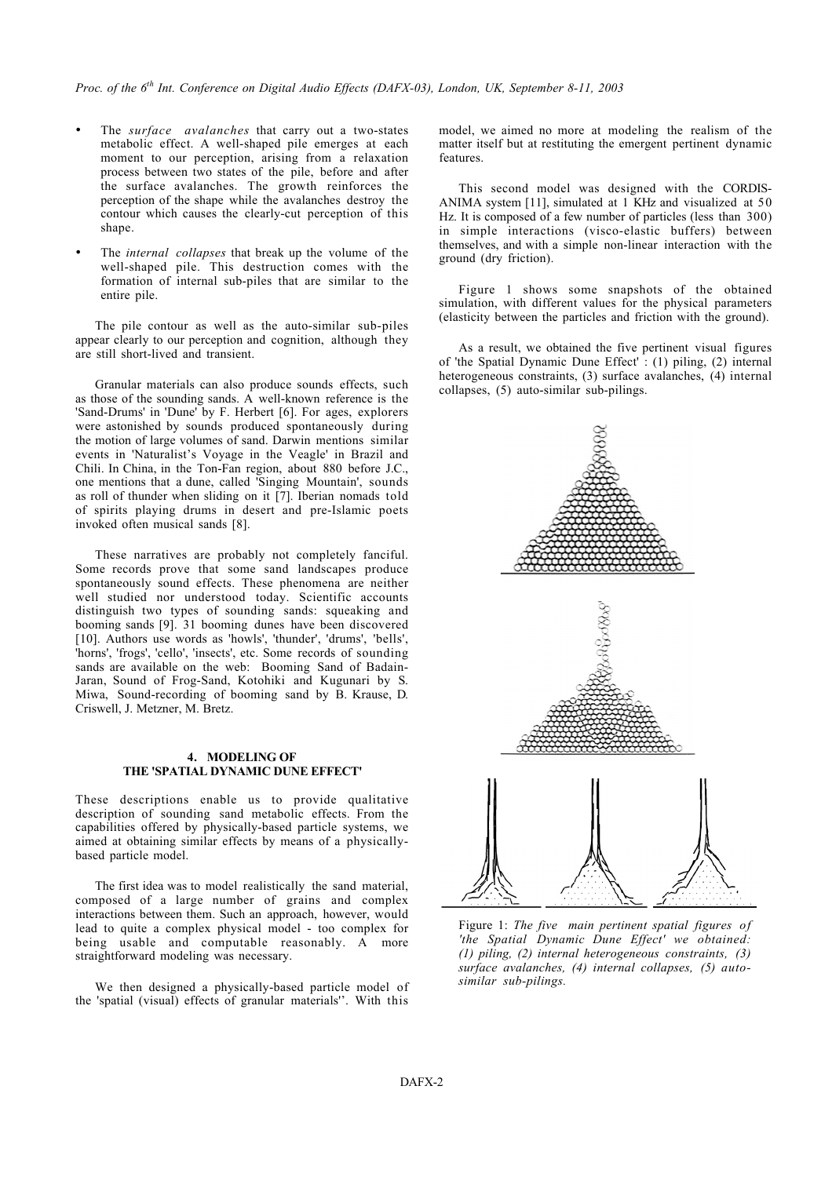- The *surface avalanches* that carry out a two-states metabolic effect. A well-shaped pile emerges at each moment to our perception, arising from a relaxation process between two states of the pile, before and after the surface avalanches. The growth reinforces the perception of the shape while the avalanches destroy the contour which causes the clearly-cut perception of this shape.
- The *internal collapses* that break up the volume of the well-shaped pile. This destruction comes with the formation of internal sub-piles that are similar to the entire pile.

The pile contour as well as the auto-similar sub-piles appear clearly to our perception and cognition, although they are still short-lived and transient.

Granular materials can also produce sounds effects, such as those of the sounding sands. A well-known reference is the 'Sand-Drums' in 'Dune' by F. Herbert [6]. For ages, explorers were astonished by sounds produced spontaneously during the motion of large volumes of sand. Darwin mentions similar events in 'Naturalist's Voyage in the Veagle' in Brazil and Chili. In China, in the Ton-Fan region, about 880 before J.C., one mentions that a dune, called 'Singing Mountain', sounds as roll of thunder when sliding on it [7]. Iberian nomads told of spirits playing drums in desert and pre-Islamic poets invoked often musical sands [8].

These narratives are probably not completely fanciful. Some records prove that some sand landscapes produce spontaneously sound effects. These phenomena are neither well studied nor understood today. Scientific accounts distinguish two types of sounding sands: squeaking and booming sands [9]. 31 booming dunes have been discovered [10]. Authors use words as 'howls', 'thunder', 'drums', 'bells', 'horns', 'frogs', 'cello', 'insects', etc. Some records of sounding sands are available on the web: Booming Sand of Badain-Jaran, Sound of Frog-Sand, Kotohiki and Kugunari by S. Miwa, Sound-recording of booming sand by B. Krause, D. Criswell, J. Metzner, M. Bretz.

## 4. MODELING OF THE 'SPATIAL DYNAMIC DUNE EFFECT'

These descriptions enable us to provide qualitative description of sounding sand metabolic effects. From the capabilities offered by physically-based particle systems, we aimed at obtaining similar effects by means of a physically-based particle model.

The first idea was to model realistically the sand material, composed of a large number of grains and complex interactions between them. Such an approach, however, would lead to quite a complex physical model - too complex for being usable and computable reasonably. A more straightforward modeling was necessary.

We then designed a physically-based particle model of the 'spatial (visual) effects of granular materials''. With this model, we aimed no more at modeling the realism of the matter itself but at restituting the emergent pertinent dynamic features.

This second model was designed with the CORDIS-ANIMA system [11], simulated at 1 KHz and visualized at 50 Hz. It is composed of a few number of particles (less than 300) in simple interactions (visco-elastic buffers) between themselves, and with a simple non-linear interaction with the ground (dry friction).

Figure 1 shows some snapshots of the obtained simulation, with different values for the physical parameters (elasticity between the particles and friction with the ground).

As a result, we obtained the five pertinent visual figures of 'the Spatial Dynamic Dune Effect' : (1) piling, (2) internal heterogeneous constraints, (3) surface avalanches, (4) internal collapses, (5) auto-similar sub-pilings.

Figure 1: *The five main pertinent spatial figures of 'the Spatial Dynamic Dune Effect' we obtained: (1) piling, (2) internal heterogeneous constraints, (3) surface avalanches, (4) internal collapses, (5) auto-similar sub-pilings.*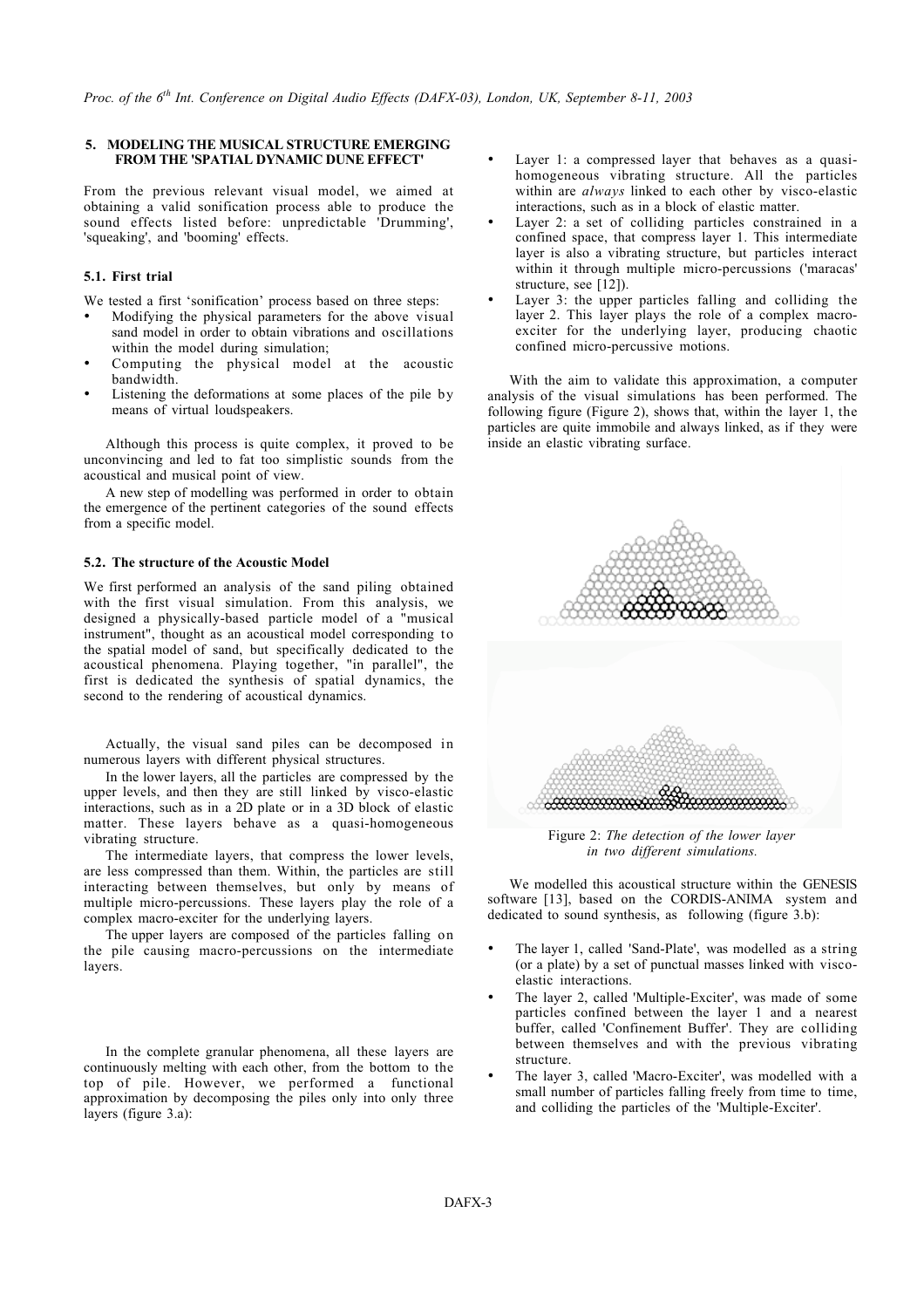## 5. MODELING THE MUSICAL STRUCTURE EMERGING FROM THE 'SPATIAL DYNAMIC DUNE EFFECT'

From the previous relevant visual model, we aimed at obtaining a valid sonification process able to produce the sound effects listed before: unpredictable 'Drumming', 'squeaking', and 'booming' effects.

### 5.1. First trial

We tested a first 'sonification' process based on three steps:

- Modifying the physical parameters for the above visual sand model in order to obtain vibrations and oscillations within the model during simulation;
- Computing the physical model at the acoustic bandwidth.
- Listening the deformations at some places of the pile by means of virtual loudspeakers.

Although this process is quite complex, it proved to be unconvincing and led to fat too simplistic sounds from the acoustical and musical point of view.

A new step of modelling was performed in order to obtain the emergence of the pertinent categories of the sound effects from a specific model.

### 5.2. The structure of the Acoustic Model

We first performed an analysis of the sand piling obtained with the first visual simulation. From this analysis, we designed a physically-based particle model of a "musical instrument", thought as an acoustical model corresponding to the spatial model of sand, but specifically dedicated to the acoustical phenomena. Playing together, "in parallel", the first is dedicated the synthesis of spatial dynamics, the second to the rendering of acoustical dynamics.

Actually, the visual sand piles can be decomposed in numerous layers with different physical structures.

In the lower layers, all the particles are compressed by the upper levels, and then they are still linked by visco-elastic interactions, such as in a 2D plate or in a 3D block of elastic matter. These layers behave as a quasi-homogeneous vibrating structure.

The intermediate layers, that compress the lower levels, are less compressed than them. Within, the particles are still interacting between themselves, but only by means of multiple micro-percussions. These layers play the role of a complex macro-exciter for the underlying layers.

The upper layers are composed of the particles falling on the pile causing macro-percussions on the intermediate layers.

In the complete granular phenomena, all these layers are continuously melting with each other, from the bottom to the top of pile. However, we performed a functional approximation by decomposing the piles only into only three layers (figure 3.a):

- Layer 1: a compressed layer that behaves as a quasi-homogeneous vibrating structure. All the particles within are *always* linked to each other by visco-elastic interactions, such as in a block of elastic matter.
- Layer 2: a set of colliding particles constrained in a confined space, that compress layer 1. This intermediate layer is also a vibrating structure, but particles interact within it through multiple micro-percussions ('maracas' structure, see [12]).
- Layer 3: the upper particles falling and colliding the layer 2. This layer plays the role of a complex macro-exciter for the underlying layer, producing chaotic confined micro-percussive motions.

With the aim to validate this approximation, a computer analysis of the visual simulations has been performed. The following figure (Figure 2), shows that, within the layer 1, the particles are quite immobile and always linked, as if they were inside an elastic vibrating surface.

Figure 2: *The detection of the lower layer in two different simulations.*

We modelled this acoustical structure within the GENESIS software [13], based on the CORDIS-ANIMA system and dedicated to sound synthesis, as following (figure 3.b):

- The layer 1, called 'Sand-Plate', was modelled as a string (or a plate) by a set of punctual masses linked with visco-elastic interactions.
- The layer 2, called 'Multiple-Exciter', was made of some particles confined between the layer 1 and a nearest buffer, called 'Confinement Buffer'. They are colliding between themselves and with the previous vibrating structure.
- The layer 3, called 'Macro-Exciter', was modelled with a small number of particles falling freely from time to time, and colliding the particles of the 'Multiple-Exciter'.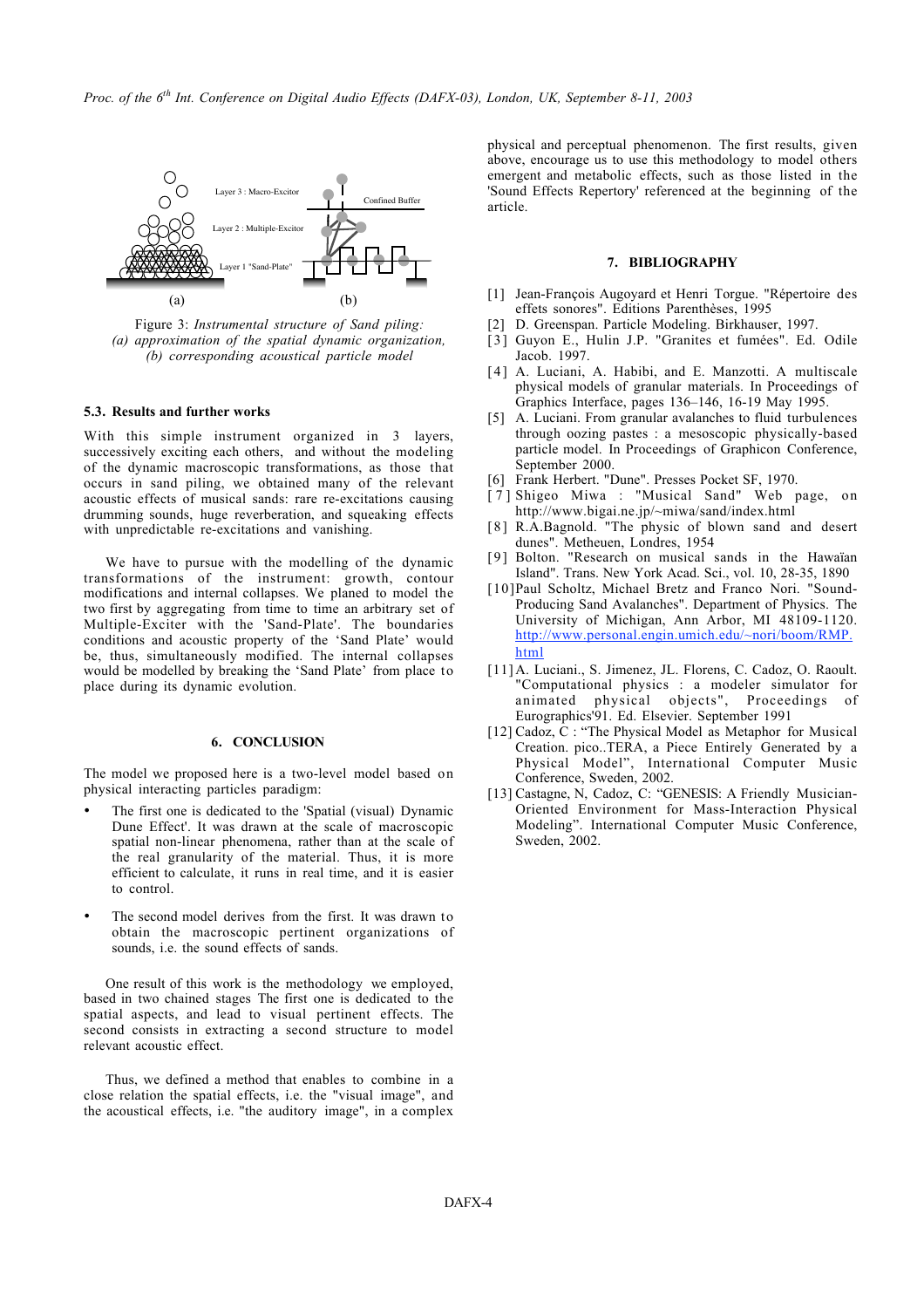Layer 3 : Macro-Excitor

Confined Buffer

Layer 2 : Multiple-Excitor

Layer 1 "Sand-Plate"

(a)

(b)

Figure 3: *Instrumental structure of Sand piling: (a) approximation of the spatial dynamic organization, (b) corresponding acoustical particle model*

### 5.3. Results and further works

With this simple instrument organized in 3 layers, successively exciting each others, and without the modeling of the dynamic macroscopic transformations, as those that occurs in sand piling, we obtained many of the relevant acoustic effects of musical sands: rare re-excitations causing drumming sounds, huge reverberation, and squeaking effects with unpredictable re-excitations and vanishing.

We have to pursue with the modelling of the dynamic transformations of the instrument: growth, contour modifications and internal collapses. We planed to model the two first by aggregating from time to time an arbitrary set of Multiple-Exciter with the 'Sand-Plate'. The boundaries conditions and acoustic property of the 'Sand Plate' would be, thus, simultaneously modified. The internal collapses would be modelled by breaking the 'Sand Plate' from place to place during its dynamic evolution.

## 6. CONCLUSION

The model we proposed here is a two-level model based on physical interacting particles paradigm:

- The first one is dedicated to the 'Spatial (visual) Dynamic Dune Effect'. It was drawn at the scale of macroscopic spatial non-linear phenomena, rather than at the scale of the real granularity of the material. Thus, it is more efficient to calculate, it runs in real time, and it is easier to control.
- The second model derives from the first. It was drawn to obtain the macroscopic pertinent organizations of sounds, i.e. the sound effects of sands.

One result of this work is the methodology we employed, based in two chained stages The first one is dedicated to the spatial aspects, and lead to visual pertinent effects. The second consists in extracting a second structure to model relevant acoustic effect.

Thus, we defined a method that enables to combine in a close relation the spatial effects, i.e. the "visual image", and the acoustical effects, i.e. "the auditory image", in a complex physical and perceptual phenomenon. The first results, given above, encourage us to use this methodology to model others emergent and metabolic effects, such as those listed in the 'Sound Effects Repertory' referenced at the beginning of the article.

## 7. BIBLIOGRAPHY

[1] Jean-François Augoyard et Henri Torgue. "Répertoire des effets sonores". Editions Parenthèses, 1995

[2] D. Greenspan. Particle Modeling. Birkhauser, 1997.

[3] Guyon E., Hulin J.P. "Granites et fumées". Ed. Odile Jacob. 1997.

[4] A. Luciani, A. Habibi, and E. Manzotti. A multiscale physical models of granular materials. In Proceedings of Graphics Interface, pages 136–146, 16-19 May 1995.

[5] A. Luciani. From granular avalanches to fluid turbulences through oozing pastes : a mesoscopic physically-based particle model. In Proceedings of Graphicon Conference, September 2000.

[6] Frank Herbert. "Dune". Presses Pocket SF, 1970.

[7] Shigeo Miwa : "Musical Sand" Web page, on http://www.bigai.ne.jp/~miwa/sand/index.html

[8] R.A.Bagnold. "The physic of blown sand and desert dunes". Metheuen, Londres, 1954

[9] Bolton. "Research on musical sands in the Hawaïan Island". Trans. New York Acad. Sci., vol. 10, 28-35, 1890

[10] Paul Scholtz, Michael Bretz and Franco Nori. "Sound-Producing Sand Avalanches". Department of Physics. The University of Michigan, Ann Arbor, MI 48109-1120. http://www.personal.engin.umich.edu/~nori/boom/RMP.html

[11] A. Luciani., S. Jimenez, JL. Florens, C. Cadoz, O. Raoult. "Computational physics : a modeler simulator for animated physical objects", Proceedings of Eurographics'91. Ed. Elsevier. September 1991

[12] Cadoz, C : "The Physical Model as Metaphor for Musical Creation. pico..TERA, a Piece Entirely Generated by a Physical Model", International Computer Music Conference, Sweden, 2002.

[13] Castagne, N, Cadoz, C: "GENESIS: A Friendly Musician-Oriented Environment for Mass-Interaction Physical Modeling". International Computer Music Conference, Sweden, 2002.